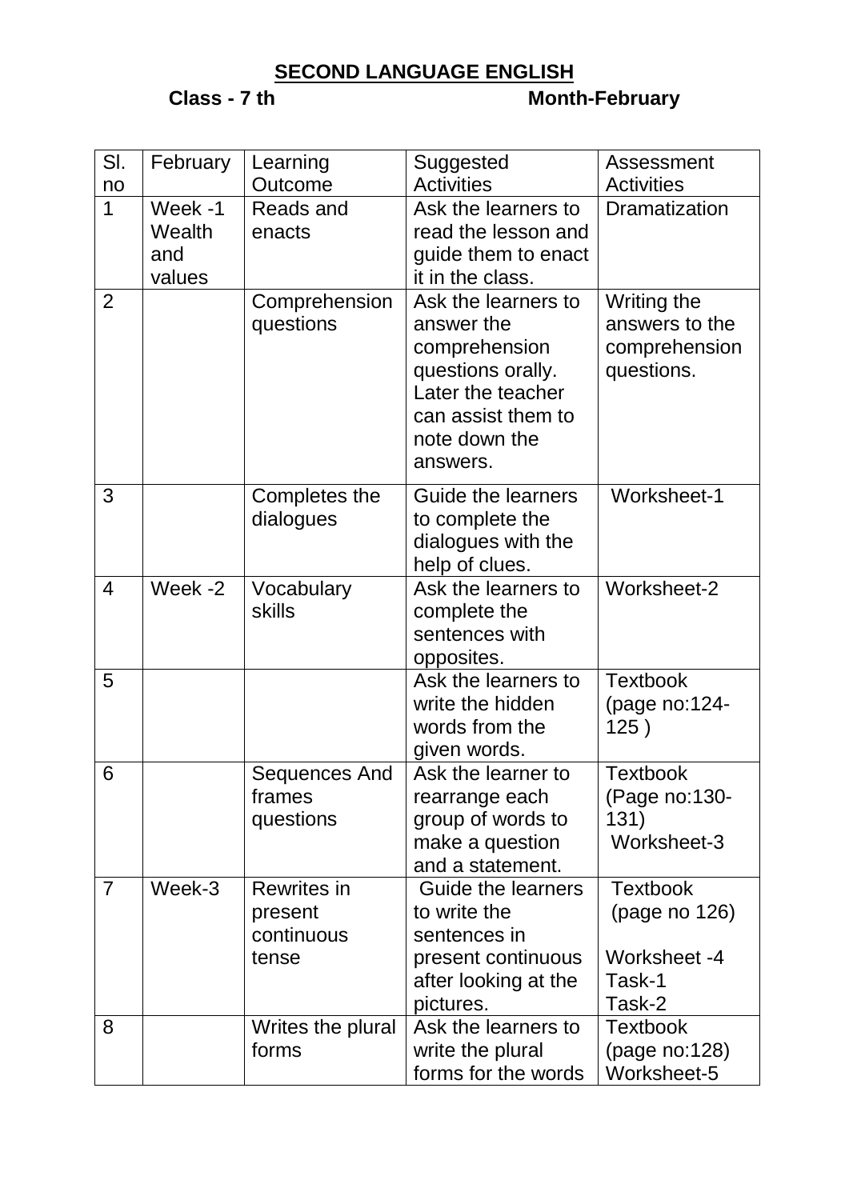## SECOND LANGUAGE ENGLISH

**Class - 7 th** **Month-February**

| Sl. no | February | Learning Outcome | Suggested Activities | Assessment Activities |
|---|---|---|---|---|
| 1 | Week -1 Wealth and values | Reads and enacts | Ask the learners to read the lesson and guide them to enact it in the class. | Dramatization |
| 2 | | Comprehension questions | Ask the learners to answer the comprehension questions orally. Later the teacher can assist them to note down the answers. | Writing the answers to the comprehension questions. |
| 3 | | Completes the dialogues | Guide the learners to complete the dialogues with the help of clues. | Worksheet-1 |
| 4 | Week -2 | Vocabulary skills | Ask the learners to complete the sentences with opposites. | Worksheet-2 |
| 5 | | | Ask the learners to write the hidden words from the given words. | Textbook (page no:124-125 ) |
| 6 | | Sequences And frames questions | Ask the learner to rearrange each group of words to make a question and a statement. | Textbook (Page no:130-131) Worksheet-3 |
| 7 | Week-3 | Rewrites in present continuous tense | Guide the learners to write the sentences in present continuous after looking at the pictures. | Textbook (page no 126) Worksheet -4 Task-1 Task-2 |
| 8 | | Writes the plural forms | Ask the learners to write the plural forms for the words | Textbook (page no:128) Worksheet-5 |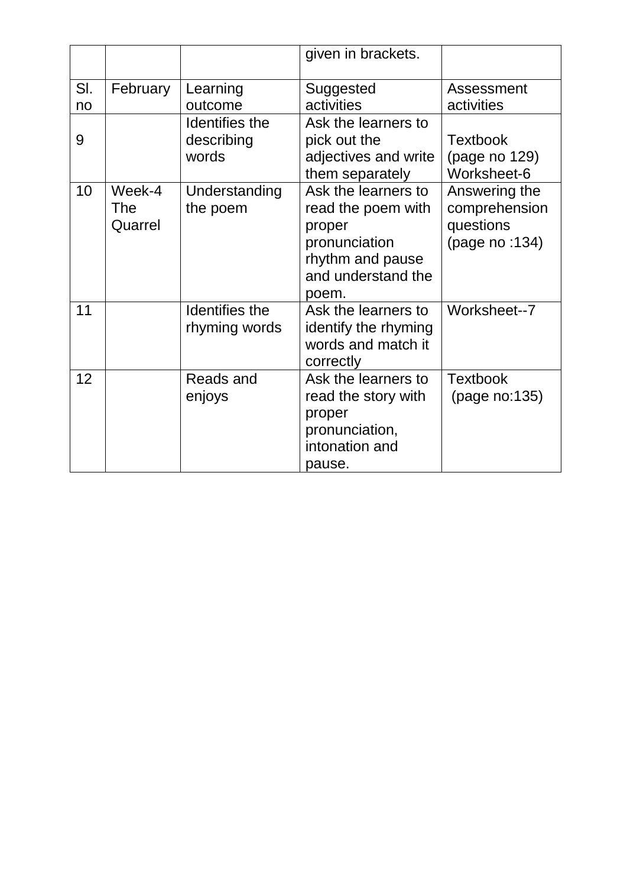| | | | given in brackets. | |
|---|---|---|---|---|
| Sl. no | February | Learning outcome | Suggested activities | Assessment activities |
| 9 | | Identifies the describing words | Ask the learners to pick out the adjectives and write them separately | Textbook (page no 129) Worksheet-6 |
| 10 | Week-4 The Quarrel | Understanding the poem | Ask the learners to read the poem with proper pronunciation rhythm and pause and understand the poem. | Answering the comprehension questions (page no :134) |
| 11 | | Identifies the rhyming words | Ask the learners to identify the rhyming words and match it correctly | Worksheet--7 |
| 12 | | Reads and enjoys | Ask the learners to read the story with proper pronunciation, intonation and pause. | Textbook (page no:135) |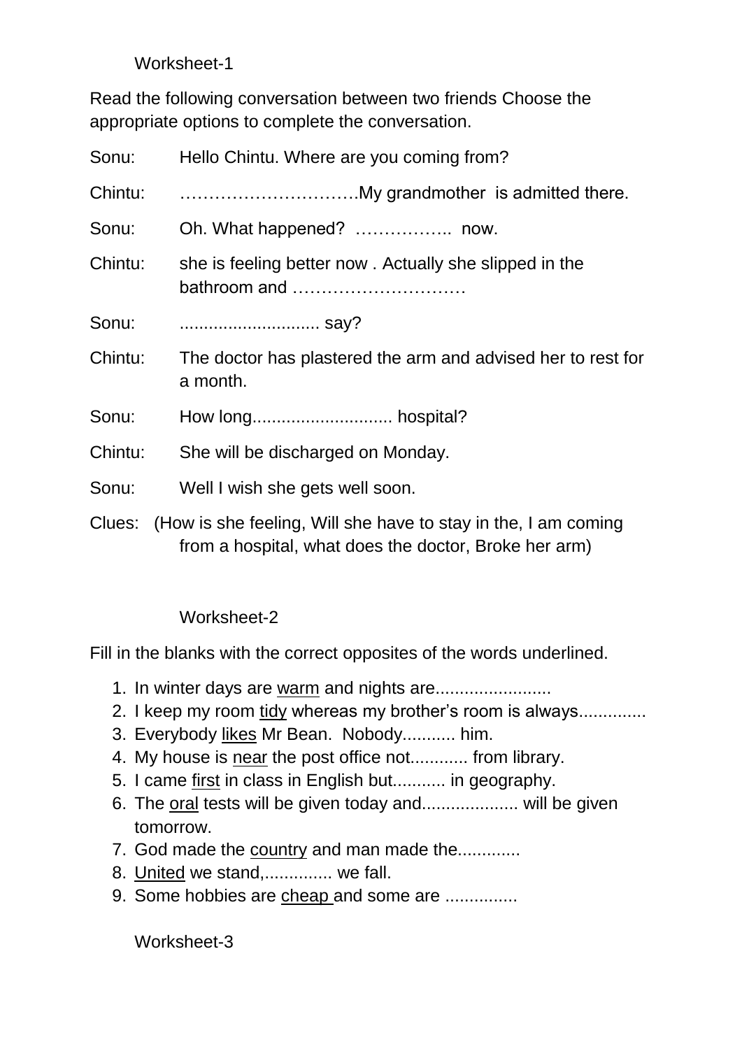Worksheet-1

Read the following conversation between two friends Choose the appropriate options to complete the conversation.

Sonu: Hello Chintu. Where are you coming from?

Chintu: ………………………….My grandmother is admitted there.

Sonu: Oh. What happened? …………….. now.

Chintu: she is feeling better now . Actually she slipped in the bathroom and …………………………

Sonu: ............................ say?

Chintu: The doctor has plastered the arm and advised her to rest for a month.

Sonu: How long............................ hospital?

Chintu: She will be discharged on Monday.

Sonu: Well I wish she gets well soon.

Clues: (How is she feeling, Will she have to stay in the, I am coming from a hospital, what does the doctor, Broke her arm)

Worksheet-2

Fill in the blanks with the correct opposites of the words underlined.

1. In winter days are <u>warm</u> and nights are.......................
2. I keep my room <u>tidy</u> whereas my brother's room is always.............
3. Everybody <u>likes</u> Mr Bean. Nobody........... him.
4. My house is <u>near</u> the post office not............ from library.
5. I came <u>first</u> in class in English but........... in geography.
6. The <u>oral</u> tests will be given today and................... will be given tomorrow.
7. God made the <u>country</u> and man made the.............
8. <u>United</u> we stand,.............. we fall.
9. Some hobbies are <u>cheap</u> and some are ...............

Worksheet-3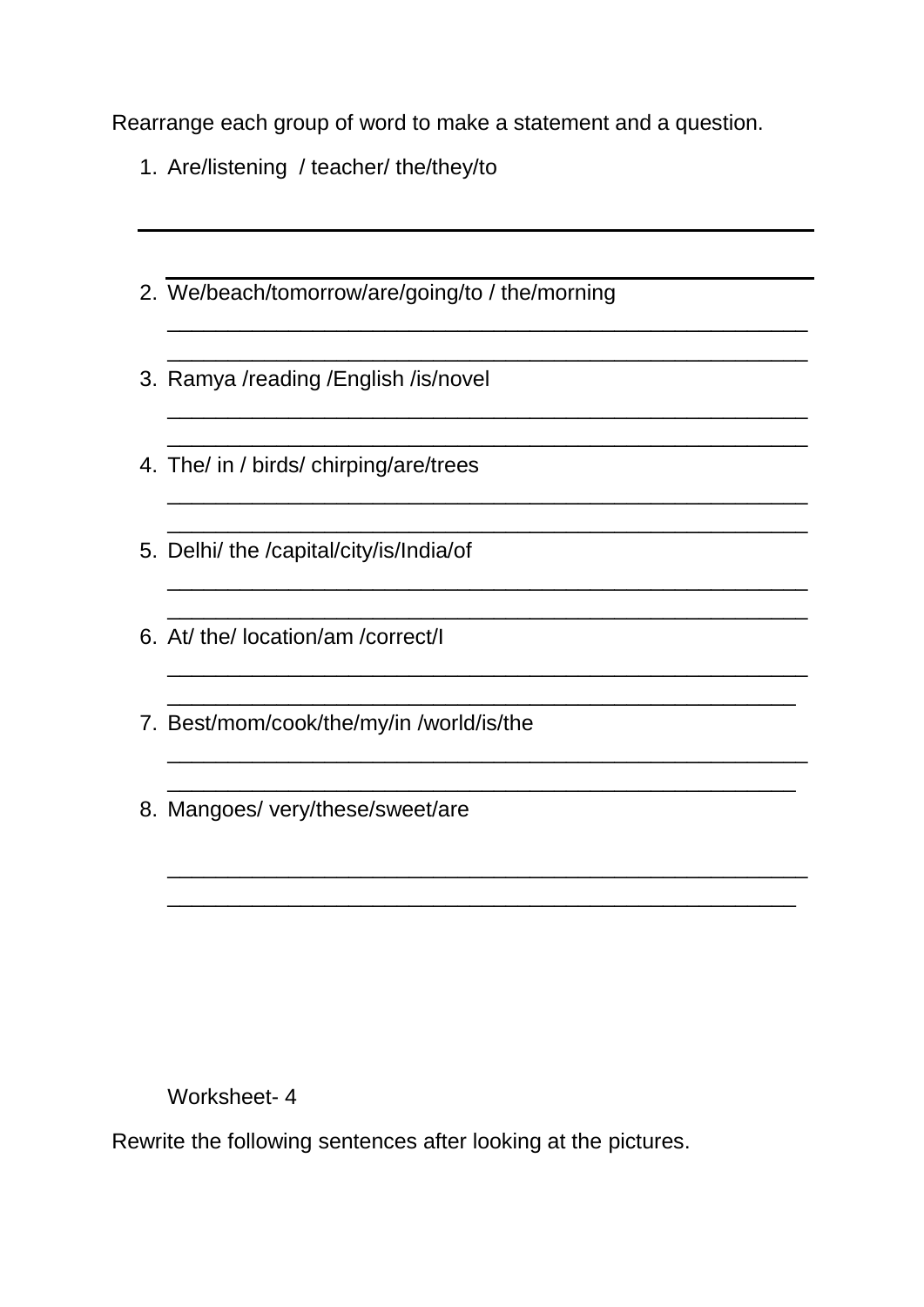Rearrange each group of word to make a statement and a question.

1. Are/listening  / teacher/ the/they/to

   ______________________________________________________

   ______________________________________________________

2. We/beach/tomorrow/are/going/to / the/morning

   ______________________________________________________

   ______________________________________________________

3. Ramya /reading /English /is/novel

   ______________________________________________________

   ______________________________________________________

4. The/ in / birds/ chirping/are/trees

   ______________________________________________________

   ______________________________________________________

5. Delhi/ the /capital/city/is/India/of

   ______________________________________________________

   ______________________________________________________

6. At/ the/ location/am /correct/I

   ______________________________________________________

   ______________________________________________________

7. Best/mom/cook/the/my/in /world/is/the

   ______________________________________________________

   ______________________________________________________

8. Mangoes/ very/these/sweet/are

   ______________________________________________________

   ______________________________________________________

Worksheet- 4

Rewrite the following sentences after looking at the pictures.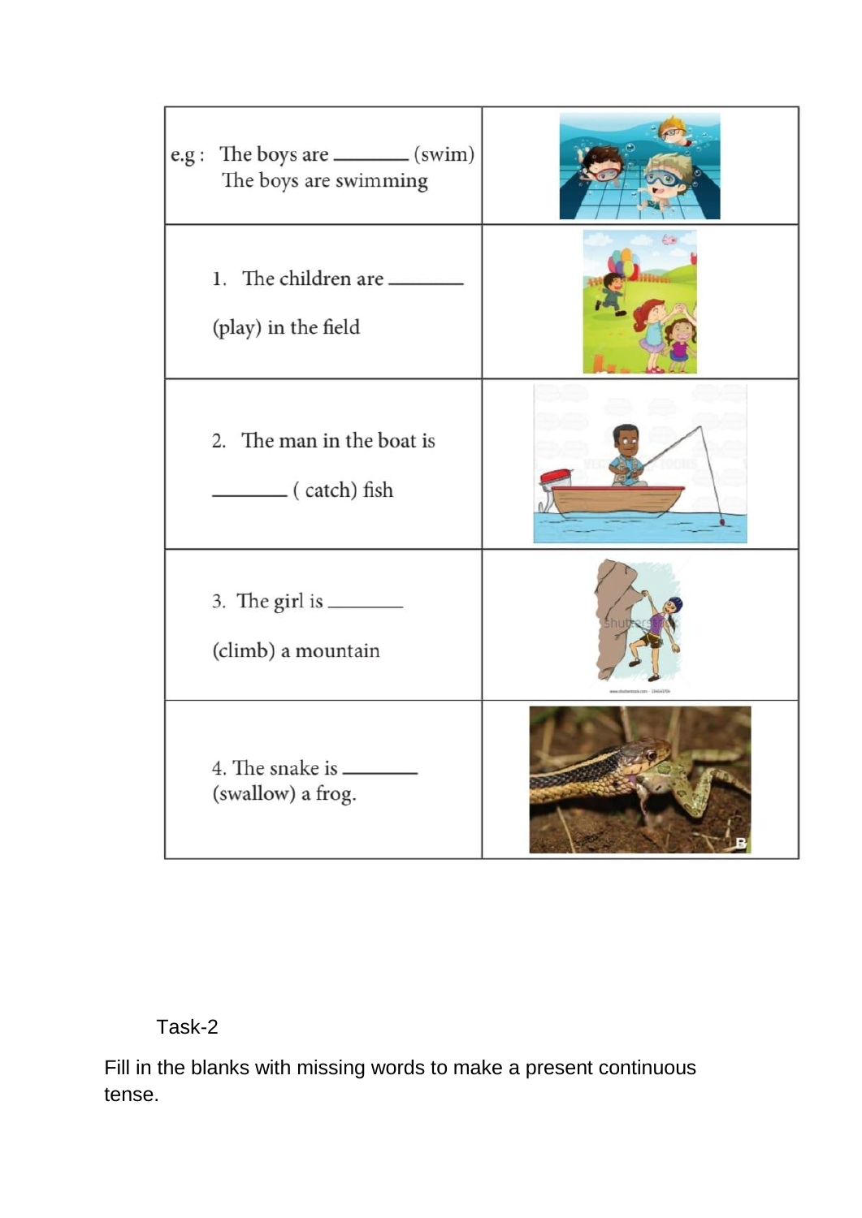| | |
|---|---|
| e.g : The boys are _______ (swim)<br>The boys are swimming | |
| 1. The children are _______<br>(play) in the field | |
| 2. The man in the boat is<br>_______ ( catch) fish | |
| 3. The girl is _______<br>(climb) a mountain | |
| 4. The snake is _______<br>(swallow) a frog. | |

Task-2

Fill in the blanks with missing words to make a present continuous tense.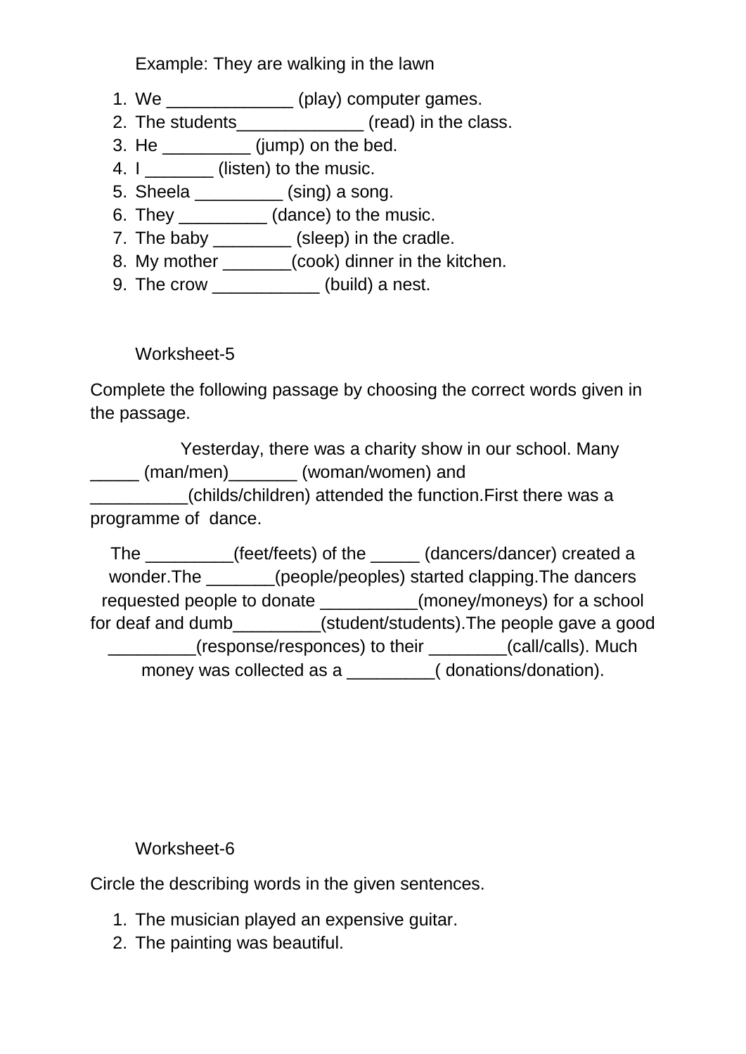Example: They are walking in the lawn

1. We _____________ (play) computer games.
2. The students_____________ (read) in the class.
3. He _________ (jump) on the bed.
4. I _______ (listen) to the music.
5. Sheela _________ (sing) a song.
6. They _________ (dance) to the music.
7. The baby ________ (sleep) in the cradle.
8. My mother _______(cook) dinner in the kitchen.
9. The crow ___________ (build) a nest.

Worksheet-5

Complete the following passage by choosing the correct words given in the passage.

Yesterday, there was a charity show in our school. Many _____ (man/men)_______ (woman/women) and __________(childs/children) attended the function.First there was a programme of dance.

The _________(feet/feets) of the _____ (dancers/dancer) created a wonder.The _______(people/peoples) started clapping.The dancers requested people to donate __________(money/moneys) for a school for deaf and dumb_________(student/students).The people gave a good _________(response/responces) to their ________(call/calls). Much money was collected as a _________( donations/donation).

Worksheet-6

Circle the describing words in the given sentences.

1. The musician played an expensive guitar.
2. The painting was beautiful.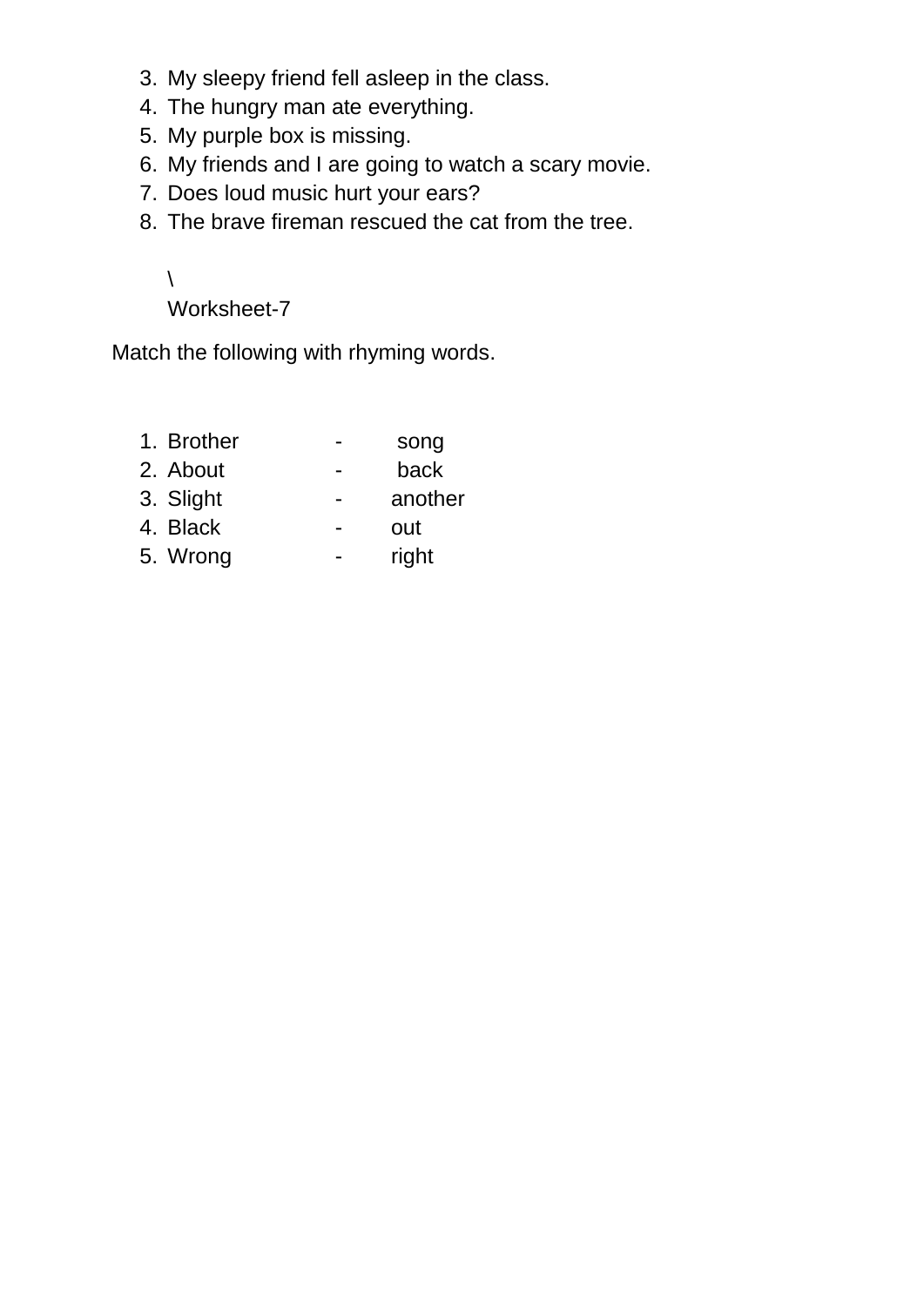3. My sleepy friend fell asleep in the class.
4. The hungry man ate everything.
5. My purple box is missing.
6. My friends and I are going to watch a scary movie.
7. Does loud music hurt your ears?
8. The brave fireman rescued the cat from the tree.

\

Worksheet-7

Match the following with rhyming words.

1. Brother - song
2. About - back
3. Slight - another
4. Black - out
5. Wrong - right